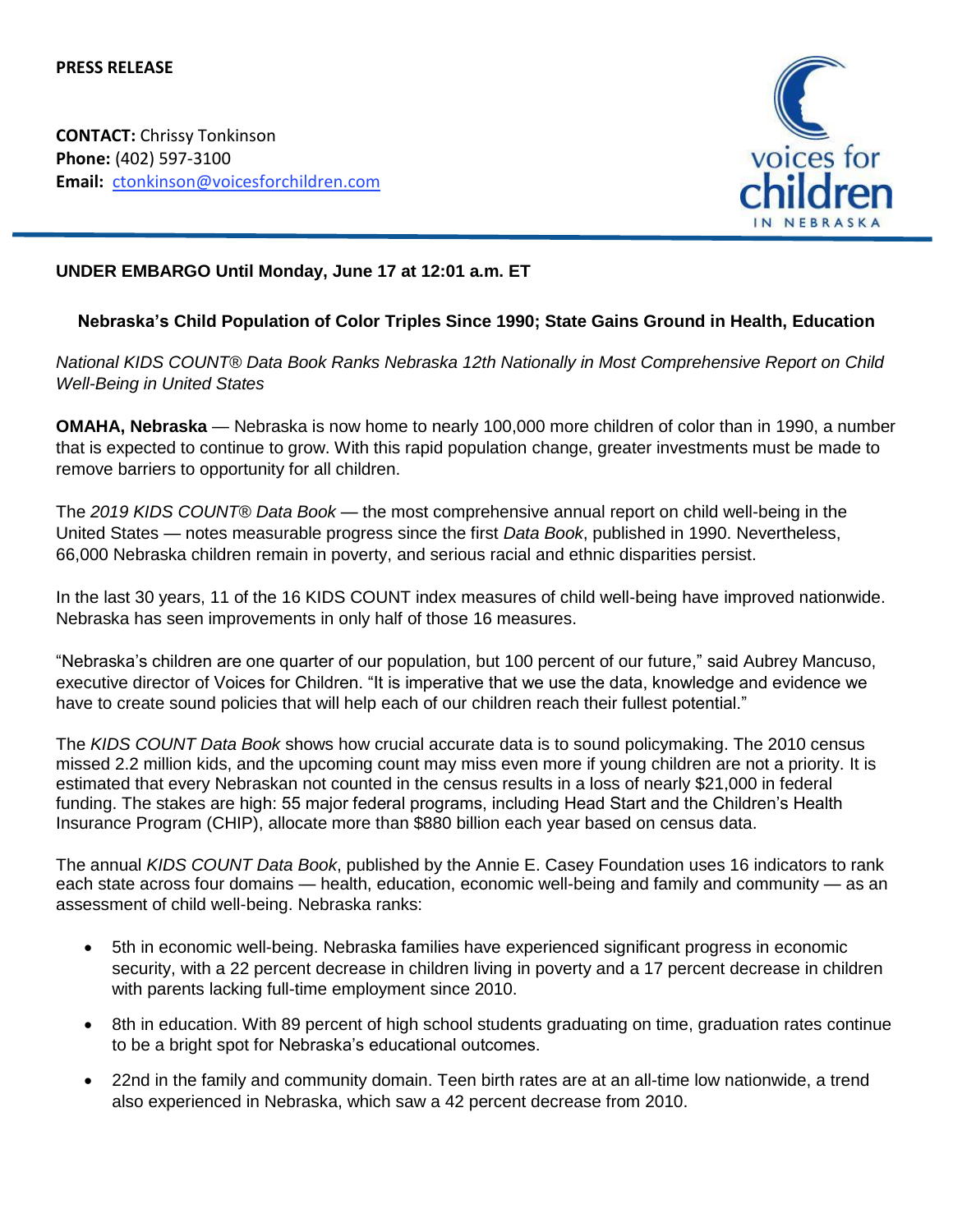**PRESS RELEASE**

**CONTACT:** Chrissy Tonkinson
**Phone:** (402) 597-3100
**Email:** ctonkinson@voicesforchildren.com

voices for children IN NEBRASKA

**UNDER EMBARGO Until Monday, June 17 at 12:01 a.m. ET**

## Nebraska's Child Population of Color Triples Since 1990; State Gains Ground in Health, Education

*National KIDS COUNT® Data Book Ranks Nebraska 12th Nationally in Most Comprehensive Report on Child Well-Being in United States*

**OMAHA, Nebraska** — Nebraska is now home to nearly 100,000 more children of color than in 1990, a number that is expected to continue to grow. With this rapid population change, greater investments must be made to remove barriers to opportunity for all children.

The *2019 KIDS COUNT® Data Book* — the most comprehensive annual report on child well-being in the United States — notes measurable progress since the first *Data Book*, published in 1990. Nevertheless, 66,000 Nebraska children remain in poverty, and serious racial and ethnic disparities persist.

In the last 30 years, 11 of the 16 KIDS COUNT index measures of child well-being have improved nationwide. Nebraska has seen improvements in only half of those 16 measures.

"Nebraska's children are one quarter of our population, but 100 percent of our future," said Aubrey Mancuso, executive director of Voices for Children. "It is imperative that we use the data, knowledge and evidence we have to create sound policies that will help each of our children reach their fullest potential."

The *KIDS COUNT Data Book* shows how crucial accurate data is to sound policymaking. The 2010 census missed 2.2 million kids, and the upcoming count may miss even more if young children are not a priority. It is estimated that every Nebraskan not counted in the census results in a loss of nearly $21,000 in federal funding. The stakes are high: 55 major federal programs, including Head Start and the Children's Health Insurance Program (CHIP), allocate more than $880 billion each year based on census data.

The annual *KIDS COUNT Data Book*, published by the Annie E. Casey Foundation uses 16 indicators to rank each state across four domains — health, education, economic well-being and family and community — as an assessment of child well-being. Nebraska ranks:

- 5th in economic well-being. Nebraska families have experienced significant progress in economic security, with a 22 percent decrease in children living in poverty and a 17 percent decrease in children with parents lacking full-time employment since 2010.
- 8th in education. With 89 percent of high school students graduating on time, graduation rates continue to be a bright spot for Nebraska's educational outcomes.
- 22nd in the family and community domain. Teen birth rates are at an all-time low nationwide, a trend also experienced in Nebraska, which saw a 42 percent decrease from 2010.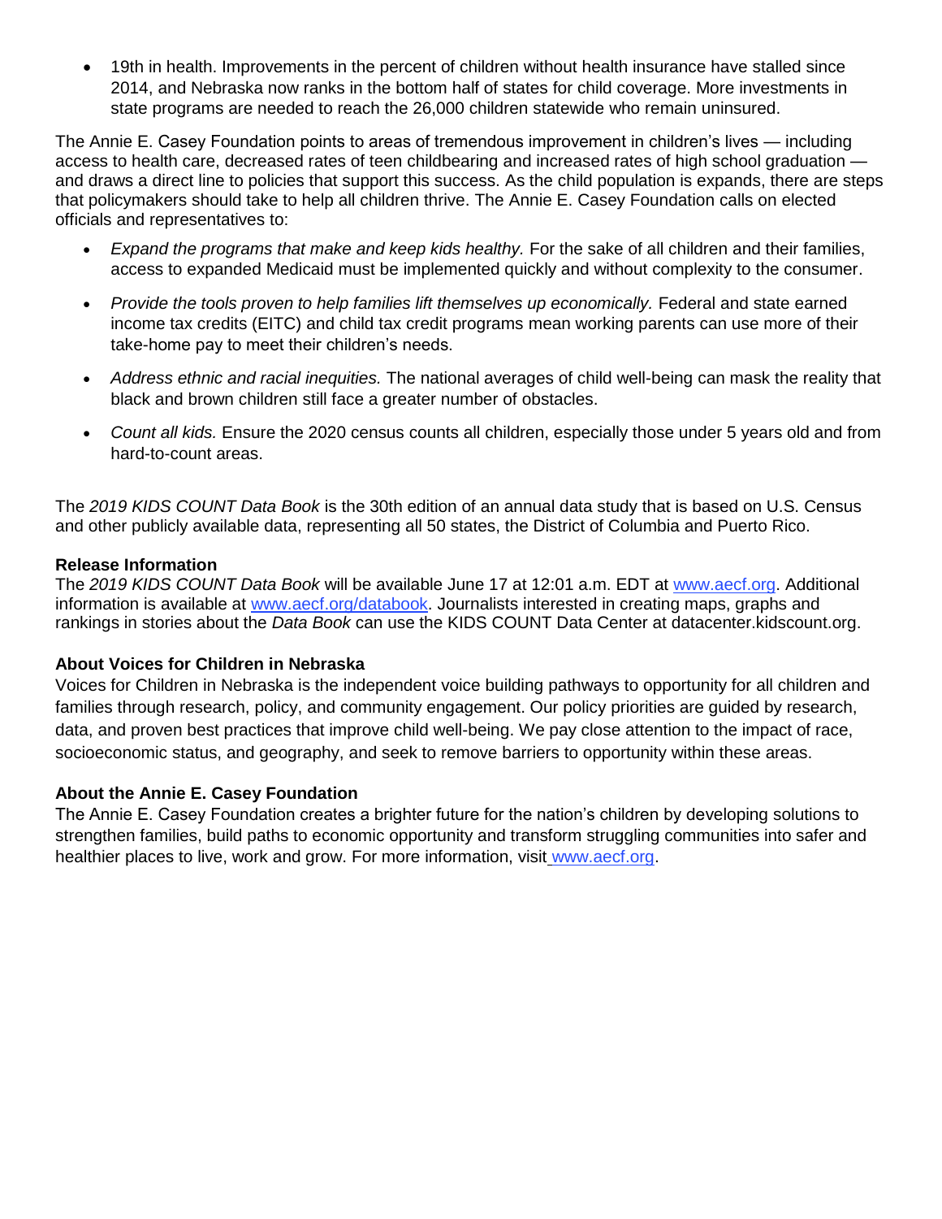- 19th in health. Improvements in the percent of children without health insurance have stalled since 2014, and Nebraska now ranks in the bottom half of states for child coverage. More investments in state programs are needed to reach the 26,000 children statewide who remain uninsured.

The Annie E. Casey Foundation points to areas of tremendous improvement in children's lives — including access to health care, decreased rates of teen childbearing and increased rates of high school graduation — and draws a direct line to policies that support this success. As the child population is expands, there are steps that policymakers should take to help all children thrive. The Annie E. Casey Foundation calls on elected officials and representatives to:

- *Expand the programs that make and keep kids healthy.* For the sake of all children and their families, access to expanded Medicaid must be implemented quickly and without complexity to the consumer.
- *Provide the tools proven to help families lift themselves up economically.* Federal and state earned income tax credits (EITC) and child tax credit programs mean working parents can use more of their take-home pay to meet their children's needs.
- *Address ethnic and racial inequities.* The national averages of child well-being can mask the reality that black and brown children still face a greater number of obstacles.
- *Count all kids.* Ensure the 2020 census counts all children, especially those under 5 years old and from hard-to-count areas.

The *2019 KIDS COUNT Data Book* is the 30th edition of an annual data study that is based on U.S. Census and other publicly available data, representing all 50 states, the District of Columbia and Puerto Rico.

**Release Information**

The *2019 KIDS COUNT Data Book* will be available June 17 at 12:01 a.m. EDT at www.aecf.org. Additional information is available at www.aecf.org/databook. Journalists interested in creating maps, graphs and rankings in stories about the *Data Book* can use the KIDS COUNT Data Center at datacenter.kidscount.org.

**About Voices for Children in Nebraska**

Voices for Children in Nebraska is the independent voice building pathways to opportunity for all children and families through research, policy, and community engagement. Our policy priorities are guided by research, data, and proven best practices that improve child well-being. We pay close attention to the impact of race, socioeconomic status, and geography, and seek to remove barriers to opportunity within these areas.

**About the Annie E. Casey Foundation**

The Annie E. Casey Foundation creates a brighter future for the nation's children by developing solutions to strengthen families, build paths to economic opportunity and transform struggling communities into safer and healthier places to live, work and grow. For more information, visit www.aecf.org.